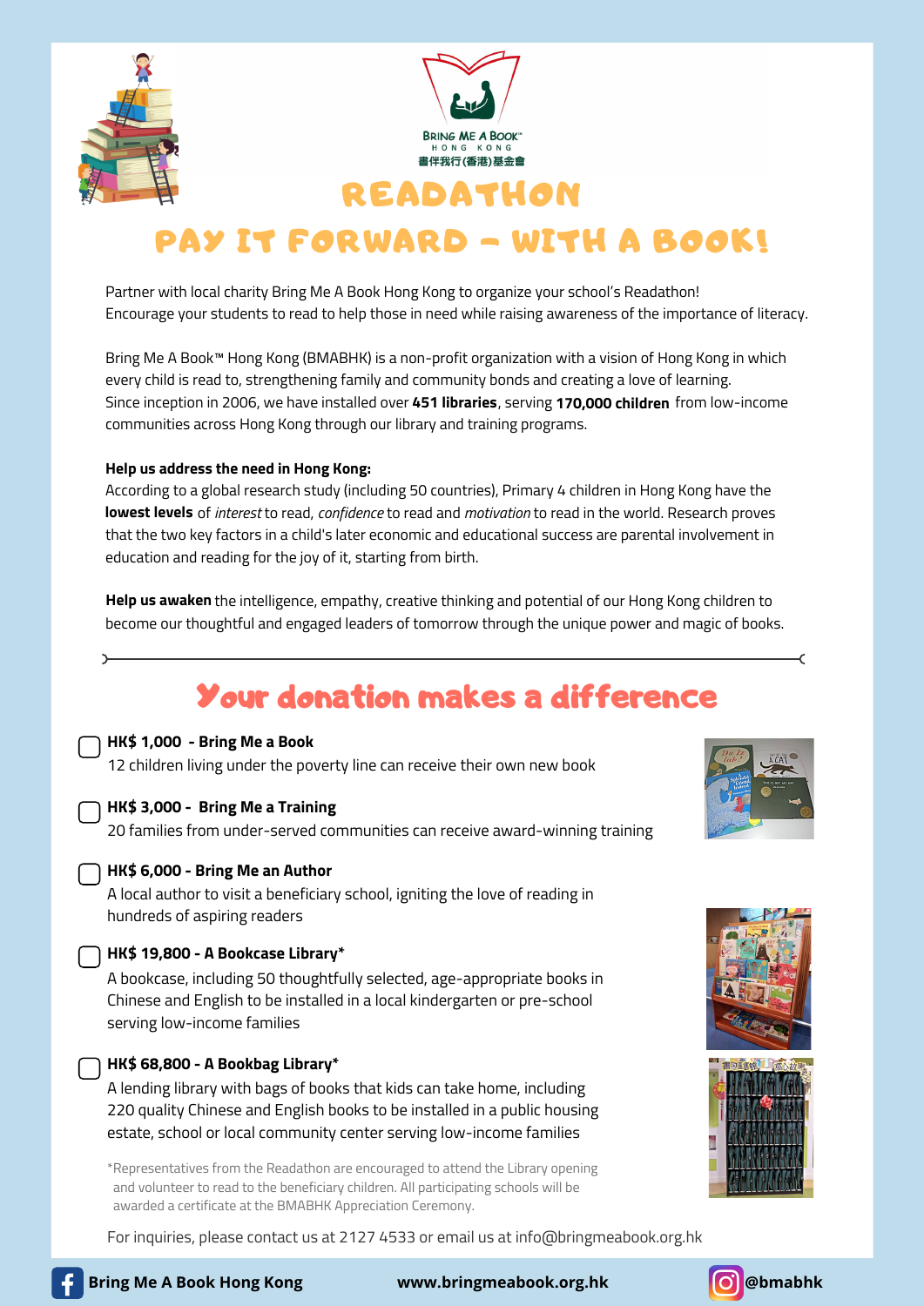BRING ME A BOOK™
HONG KONG
書伴我行(香港)基金會

# READATHON

## PAY IT FORWARD - WITH A BOOK!

Partner with local charity Bring Me A Book Hong Kong to organize your school's Readathon!
Encourage your students to read to help those in need while raising awareness of the importance of literacy.

Bring Me A Book™ Hong Kong (BMABHK) is a non-profit organization with a vision of Hong Kong in which every child is read to, strengthening family and community bonds and creating a love of learning. Since inception in 2006, we have installed over **451 libraries**, serving **170,000 children** from low-income communities across Hong Kong through our library and training programs.

**Help us address the need in Hong Kong:**
According to a global research study (including 50 countries), Primary 4 children in Hong Kong have the **lowest levels** of *interest* to read, *confidence* to read and *motivation* to read in the world. Research proves that the two key factors in a child's later economic and educational success are parental involvement in education and reading for the joy of it, starting from birth.

**Help us awaken** the intelligence, empathy, creative thinking and potential of our Hong Kong children to become our thoughtful and engaged leaders of tomorrow through the unique power and magic of books.

## Your donation makes a difference

- ☐ **HK$ 1,000 - Bring Me a Book**
  12 children living under the poverty line can receive their own new book

- ☐ **HK$ 3,000 - Bring Me a Training**
  20 families from under-served communities can receive award-winning training

- ☐ **HK$ 6,000 - Bring Me an Author**
  A local author to visit a beneficiary school, igniting the love of reading in hundreds of aspiring readers

- ☐ **HK$ 19,800 - A Bookcase Library***
  A bookcase, including 50 thoughtfully selected, age-appropriate books in Chinese and English to be installed in a local kindergarten or pre-school serving low-income families

- ☐ **HK$ 68,800 - A Bookbag Library***
  A lending library with bags of books that kids can take home, including 220 quality Chinese and English books to be installed in a public housing estate, school or local community center serving low-income families

*Representatives from the Readathon are encouraged to attend the Library opening and volunteer to read to the beneficiary children. All participating schools will be awarded a certificate at the BMABHK Appreciation Ceremony.

For inquiries, please contact us at 2127 4533 or email us at info@bringmeabook.org.hk

Bring Me A Book Hong Kong | www.bringmeabook.org.hk | @bmabhk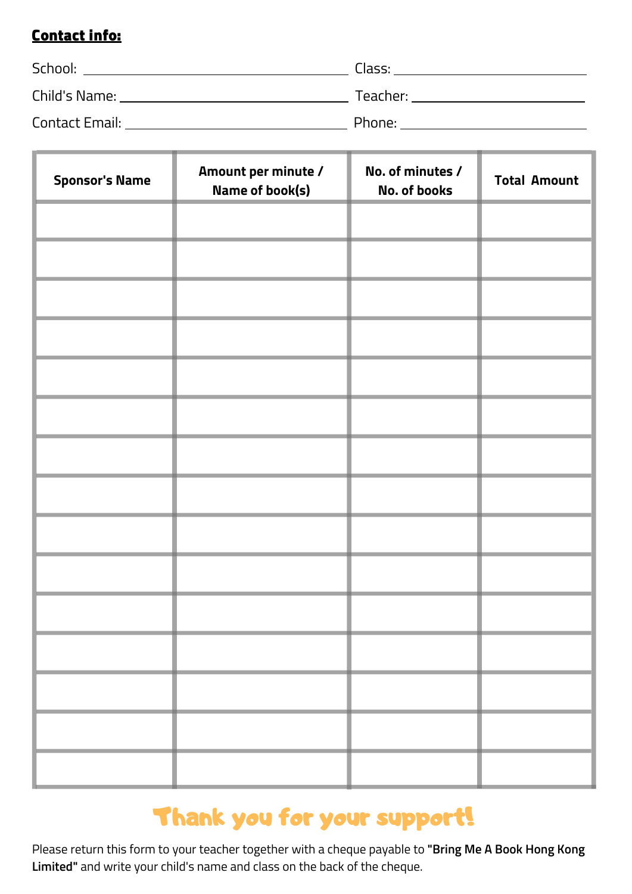**Contact info:**

School: ______________________ Class: ______________________

Child's Name: ______________________ Teacher: ______________________

Contact Email: ______________________ Phone: ______________________

| Sponsor's Name | Amount per minute / Name of book(s) | No. of minutes / No. of books | Total Amount |
|---|---|---|---|
| | | | |
| | | | |
| | | | |
| | | | |
| | | | |
| | | | |
| | | | |
| | | | |
| | | | |
| | | | |
| | | | |
| | | | |
| | | | |
| | | | |
| | | | |

## Thank you for your support!

Please return this form to your teacher together with a cheque payable to **"Bring Me A Book Hong Kong Limited"** and write your child's name and class on the back of the cheque.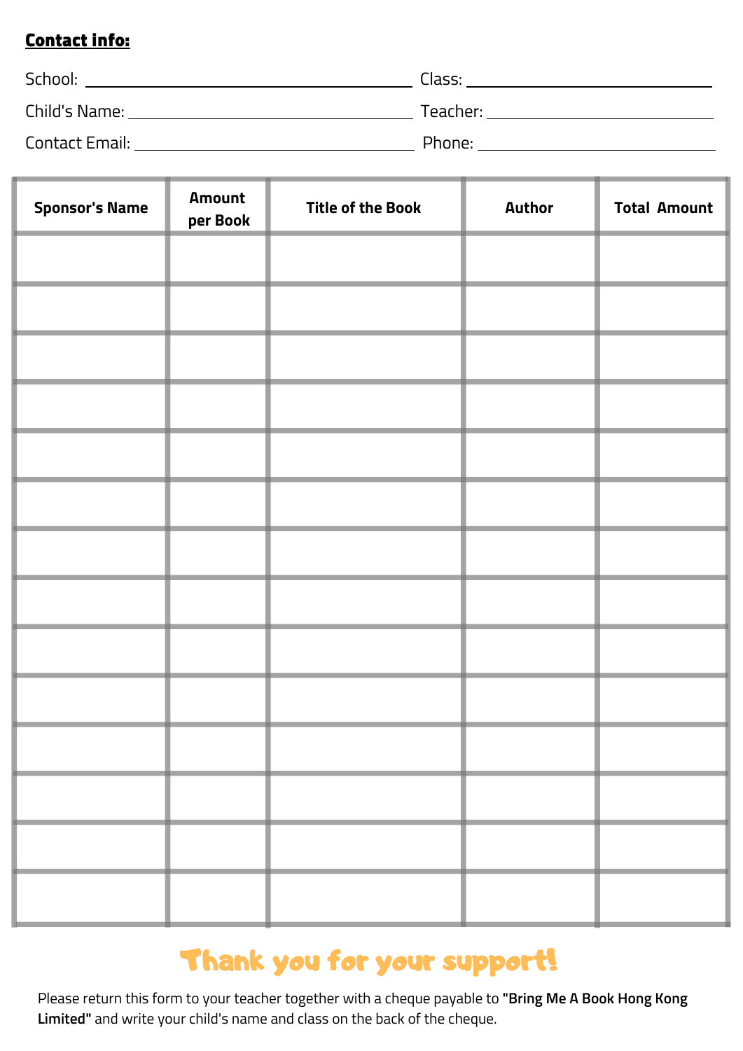**Contact info:**

School: ______________________ Class: ______________________

Child's Name: ______________________ Teacher: ______________________

Contact Email: ______________________ Phone: ______________________

| Sponsor's Name | Amount per Book | Title of the Book | Author | Total Amount |
|---|---|---|---|---|
| | | | | |
| | | | | |
| | | | | |
| | | | | |
| | | | | |
| | | | | |
| | | | | |
| | | | | |
| | | | | |
| | | | | |
| | | | | |
| | | | | |
| | | | | |
| | | | | |

## Thank you for your support!

Please return this form to your teacher together with a cheque payable to **"Bring Me A Book Hong Kong Limited"** and write your child's name and class on the back of the cheque.